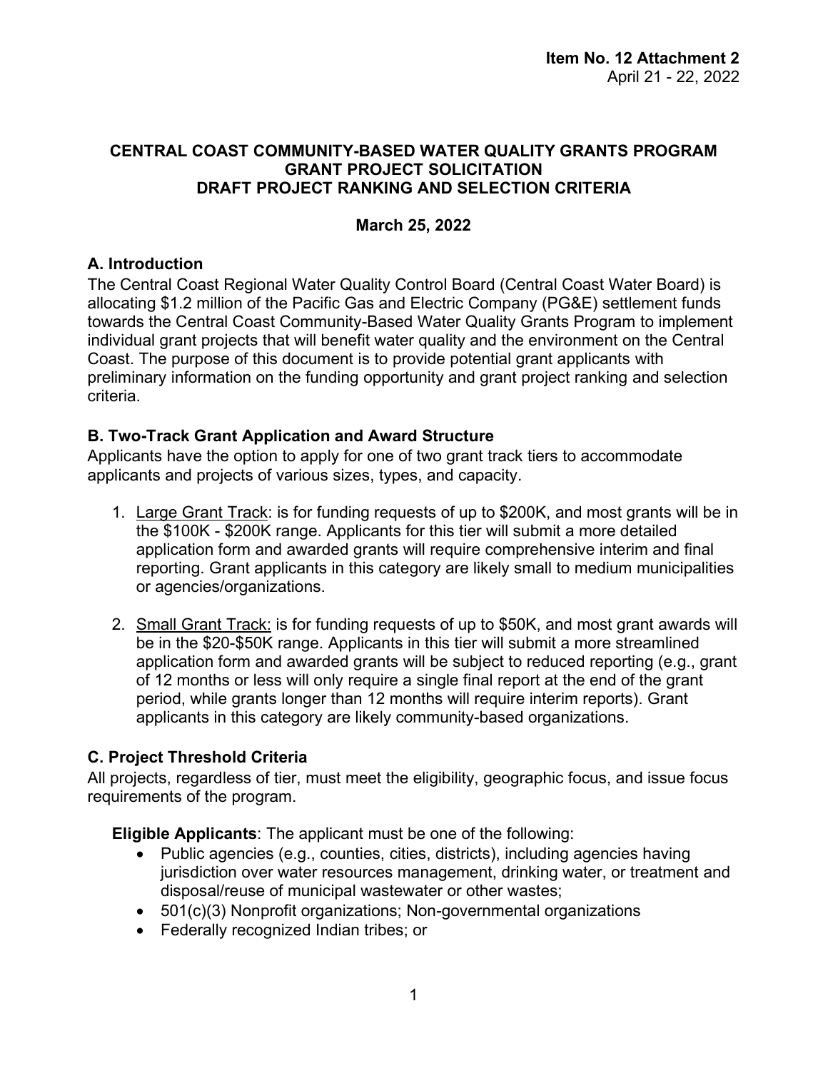**Item No. 12 Attachment 2**
April 21 - 22, 2022

# CENTRAL COAST COMMUNITY-BASED WATER QUALITY GRANTS PROGRAM GRANT PROJECT SOLICITATION DRAFT PROJECT RANKING AND SELECTION CRITERIA

**March 25, 2022**

## A. Introduction

The Central Coast Regional Water Quality Control Board (Central Coast Water Board) is allocating $1.2 million of the Pacific Gas and Electric Company (PG&E) settlement funds towards the Central Coast Community-Based Water Quality Grants Program to implement individual grant projects that will benefit water quality and the environment on the Central Coast. The purpose of this document is to provide potential grant applicants with preliminary information on the funding opportunity and grant project ranking and selection criteria.

## B. Two-Track Grant Application and Award Structure

Applicants have the option to apply for one of two grant track tiers to accommodate applicants and projects of various sizes, types, and capacity.

1. <u>Large Grant Track</u>: is for funding requests of up to $200K, and most grants will be in the $100K - $200K range. Applicants for this tier will submit a more detailed application form and awarded grants will require comprehensive interim and final reporting. Grant applicants in this category are likely small to medium municipalities or agencies/organizations.
2. <u>Small Grant Track:</u> is for funding requests of up to $50K, and most grant awards will be in the $20-$50K range. Applicants in this tier will submit a more streamlined application form and awarded grants will be subject to reduced reporting (e.g., grant of 12 months or less will only require a single final report at the end of the grant period, while grants longer than 12 months will require interim reports). Grant applicants in this category are likely community-based organizations.

## C. Project Threshold Criteria

All projects, regardless of tier, must meet the eligibility, geographic focus, and issue focus requirements of the program.

**Eligible Applicants**: The applicant must be one of the following:

- Public agencies (e.g., counties, cities, districts), including agencies having jurisdiction over water resources management, drinking water, or treatment and disposal/reuse of municipal wastewater or other wastes;
- 501(c)(3) Nonprofit organizations; Non-governmental organizations
- Federally recognized Indian tribes; or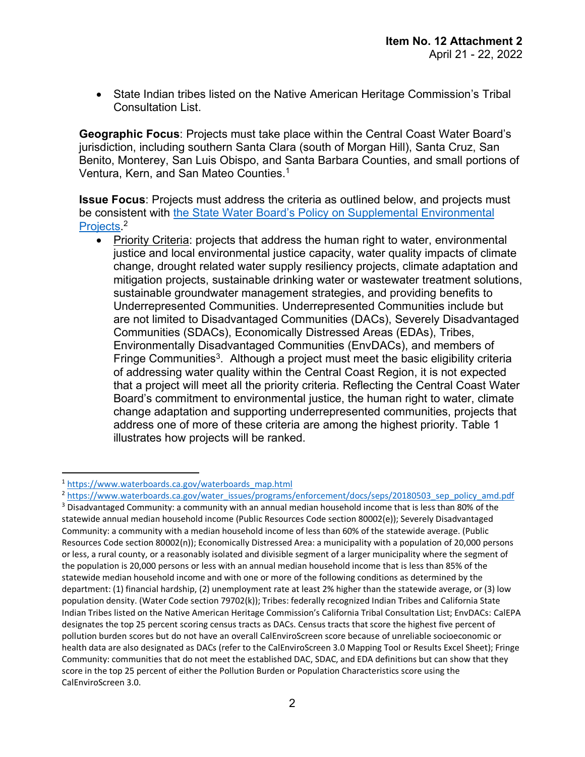- State Indian tribes listed on the Native American Heritage Commission's Tribal Consultation List.

**Geographic Focus**: Projects must take place within the Central Coast Water Board's jurisdiction, including southern Santa Clara (south of Morgan Hill), Santa Cruz, San Benito, Monterey, San Luis Obispo, and Santa Barbara Counties, and small portions of Ventura, Kern, and San Mateo Counties.[1]

**Issue Focus**: Projects must address the criteria as outlined below, and projects must be consistent with [the State Water Board's Policy on Supplemental Environmental Projects](https://www.waterboards.ca.gov/water_issues/programs/enforcement/docs/seps/20180503_sep_policy_amd.pdf).[2]

- Priority Criteria: projects that address the human right to water, environmental justice and local environmental justice capacity, water quality impacts of climate change, drought related water supply resiliency projects, climate adaptation and mitigation projects, sustainable drinking water or wastewater treatment solutions, sustainable groundwater management strategies, and providing benefits to Underrepresented Communities. Underrepresented Communities include but are not limited to Disadvantaged Communities (DACs), Severely Disadvantaged Communities (SDACs), Economically Distressed Areas (EDAs), Tribes, Environmentally Disadvantaged Communities (EnvDACs), and members of Fringe Communities[3]. Although a project must meet the basic eligibility criteria of addressing water quality within the Central Coast Region, it is not expected that a project will meet all the priority criteria. Reflecting the Central Coast Water Board's commitment to environmental justice, the human right to water, climate change adaptation and supporting underrepresented communities, projects that address one of more of these criteria are among the highest priority. Table 1 illustrates how projects will be ranked.

---

[1] https://www.waterboards.ca.gov/waterboards_map.html

[2] https://www.waterboards.ca.gov/water_issues/programs/enforcement/docs/seps/20180503_sep_policy_amd.pdf

[3] Disadvantaged Community: a community with an annual median household income that is less than 80% of the statewide annual median household income (Public Resources Code section 80002(e)); Severely Disadvantaged Community: a community with a median household income of less than 60% of the statewide average. (Public Resources Code section 80002(n)); Economically Distressed Area: a municipality with a population of 20,000 persons or less, a rural county, or a reasonably isolated and divisible segment of a larger municipality where the segment of the population is 20,000 persons or less with an annual median household income that is less than 85% of the statewide median household income and with one or more of the following conditions as determined by the department: (1) financial hardship, (2) unemployment rate at least 2% higher than the statewide average, or (3) low population density. (Water Code section 79702(k)); Tribes: federally recognized Indian Tribes and California State Indian Tribes listed on the Native American Heritage Commission's California Tribal Consultation List; EnvDACs: CalEPA designates the top 25 percent scoring census tracts as DACs. Census tracts that score the highest five percent of pollution burden scores but do not have an overall CalEnviroScreen score because of unreliable socioeconomic or health data are also designated as DACs (refer to the CalEnviroScreen 3.0 Mapping Tool or Results Excel Sheet); Fringe Community: communities that do not meet the established DAC, SDAC, and EDA definitions but can show that they score in the top 25 percent of either the Pollution Burden or Population Characteristics score using the CalEnviroScreen 3.0.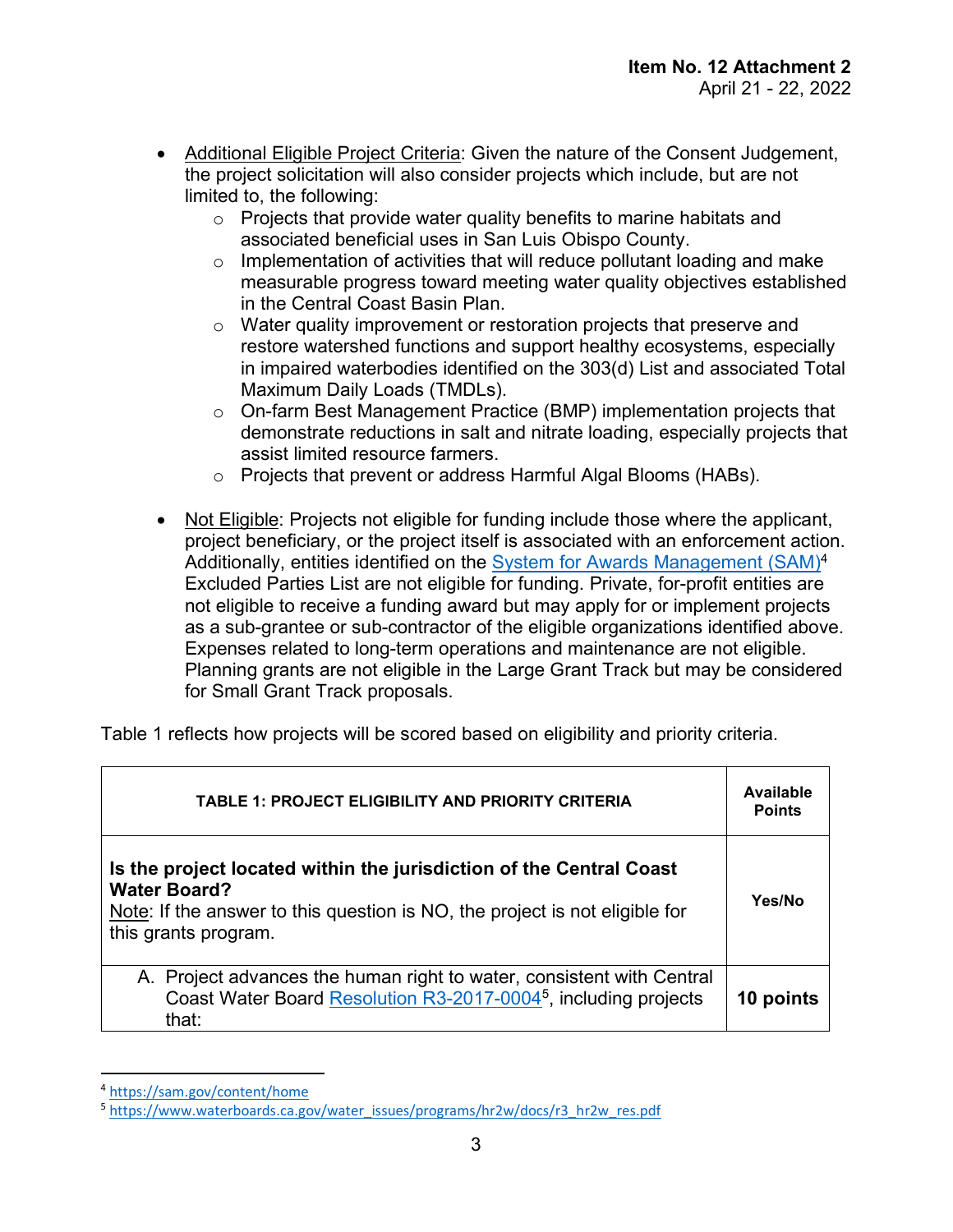- Additional Eligible Project Criteria: Given the nature of the Consent Judgement, the project solicitation will also consider projects which include, but are not limited to, the following:
  - Projects that provide water quality benefits to marine habitats and associated beneficial uses in San Luis Obispo County.
  - Implementation of activities that will reduce pollutant loading and make measurable progress toward meeting water quality objectives established in the Central Coast Basin Plan.
  - Water quality improvement or restoration projects that preserve and restore watershed functions and support healthy ecosystems, especially in impaired waterbodies identified on the 303(d) List and associated Total Maximum Daily Loads (TMDLs).
  - On-farm Best Management Practice (BMP) implementation projects that demonstrate reductions in salt and nitrate loading, especially projects that assist limited resource farmers.
  - Projects that prevent or address Harmful Algal Blooms (HABs).

- Not Eligible: Projects not eligible for funding include those where the applicant, project beneficiary, or the project itself is associated with an enforcement action. Additionally, entities identified on the System for Awards Management (SAM)[4] Excluded Parties List are not eligible for funding. Private, for-profit entities are not eligible to receive a funding award but may apply for or implement projects as a sub-grantee or sub-contractor of the eligible organizations identified above. Expenses related to long-term operations and maintenance are not eligible. Planning grants are not eligible in the Large Grant Track but may be considered for Small Grant Track proposals.

Table 1 reflects how projects will be scored based on eligibility and priority criteria.

| TABLE 1: PROJECT ELIGIBILITY AND PRIORITY CRITERIA | Available Points |
|---|---|
| **Is the project located within the jurisdiction of the Central Coast Water Board?** Note: If the answer to this question is NO, the project is not eligible for this grants program. | **Yes/No** |
| A. Project advances the human right to water, consistent with Central Coast Water Board Resolution R3-2017-0004[5], including projects that: | **10 points** |

[4] https://sam.gov/content/home

[5] https://www.waterboards.ca.gov/water_issues/programs/hr2w/docs/r3_hr2w_res.pdf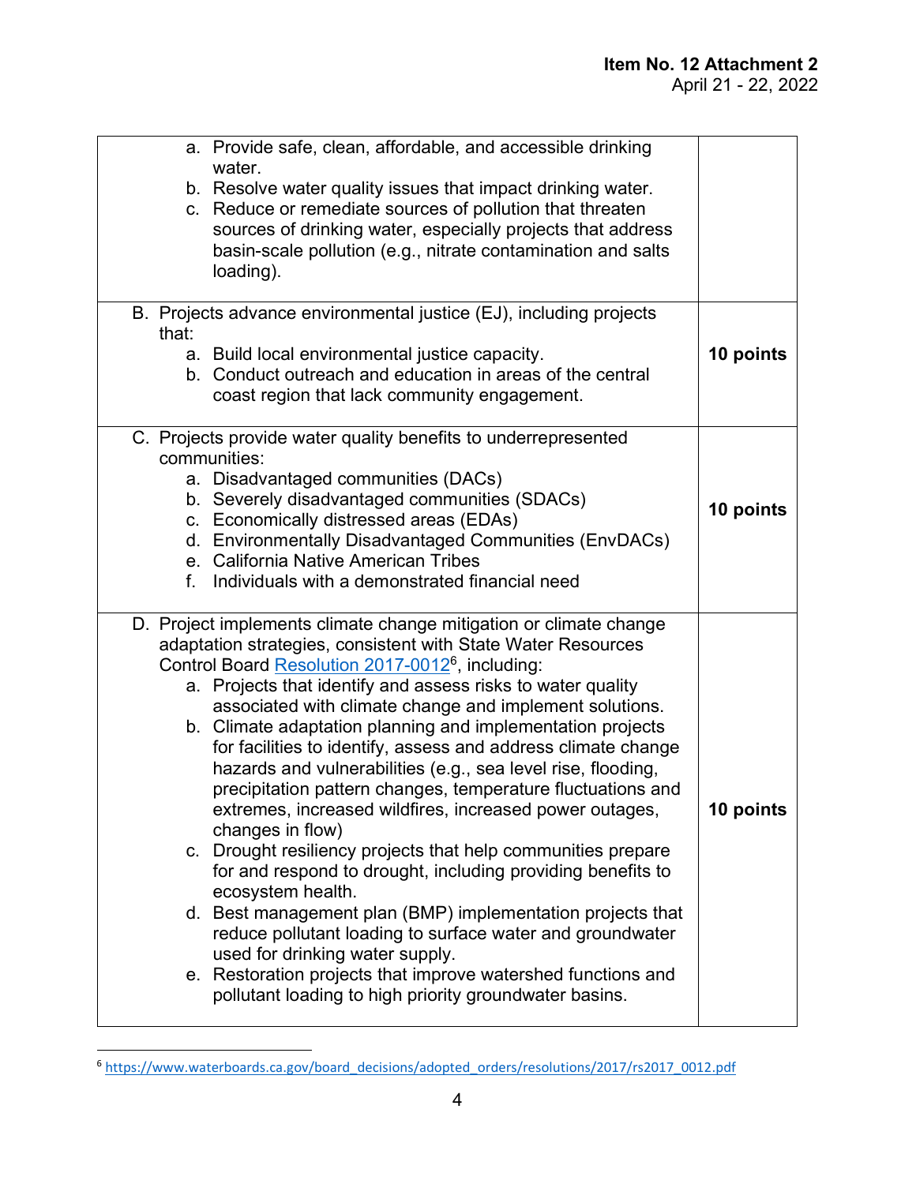| | |
|---|---|
| a. Provide safe, clean, affordable, and accessible drinking water.<br>b. Resolve water quality issues that impact drinking water.<br>c. Reduce or remediate sources of pollution that threaten sources of drinking water, especially projects that address basin-scale pollution (e.g., nitrate contamination and salts loading). | |
| B. Projects advance environmental justice (EJ), including projects that:<br>a. Build local environmental justice capacity.<br>b. Conduct outreach and education in areas of the central coast region that lack community engagement. | **10 points** |
| C. Projects provide water quality benefits to underrepresented communities:<br>a. Disadvantaged communities (DACs)<br>b. Severely disadvantaged communities (SDACs)<br>c. Economically distressed areas (EDAs)<br>d. Environmentally Disadvantaged Communities (EnvDACs)<br>e. California Native American Tribes<br>f. Individuals with a demonstrated financial need | **10 points** |
| D. Project implements climate change mitigation or climate change adaptation strategies, consistent with State Water Resources Control Board [Resolution 2017-0012](https://www.waterboards.ca.gov/board_decisions/adopted_orders/resolutions/2017/rs2017_0012.pdf)[6], including:<br>a. Projects that identify and assess risks to water quality associated with climate change and implement solutions.<br>b. Climate adaptation planning and implementation projects for facilities to identify, assess and address climate change hazards and vulnerabilities (e.g., sea level rise, flooding, precipitation pattern changes, temperature fluctuations and extremes, increased wildfires, increased power outages, changes in flow)<br>c. Drought resiliency projects that help communities prepare for and respond to drought, including providing benefits to ecosystem health.<br>d. Best management plan (BMP) implementation projects that reduce pollutant loading to surface water and groundwater used for drinking water supply.<br>e. Restoration projects that improve watershed functions and pollutant loading to high priority groundwater basins. | **10 points** |

[6] https://www.waterboards.ca.gov/board_decisions/adopted_orders/resolutions/2017/rs2017_0012.pdf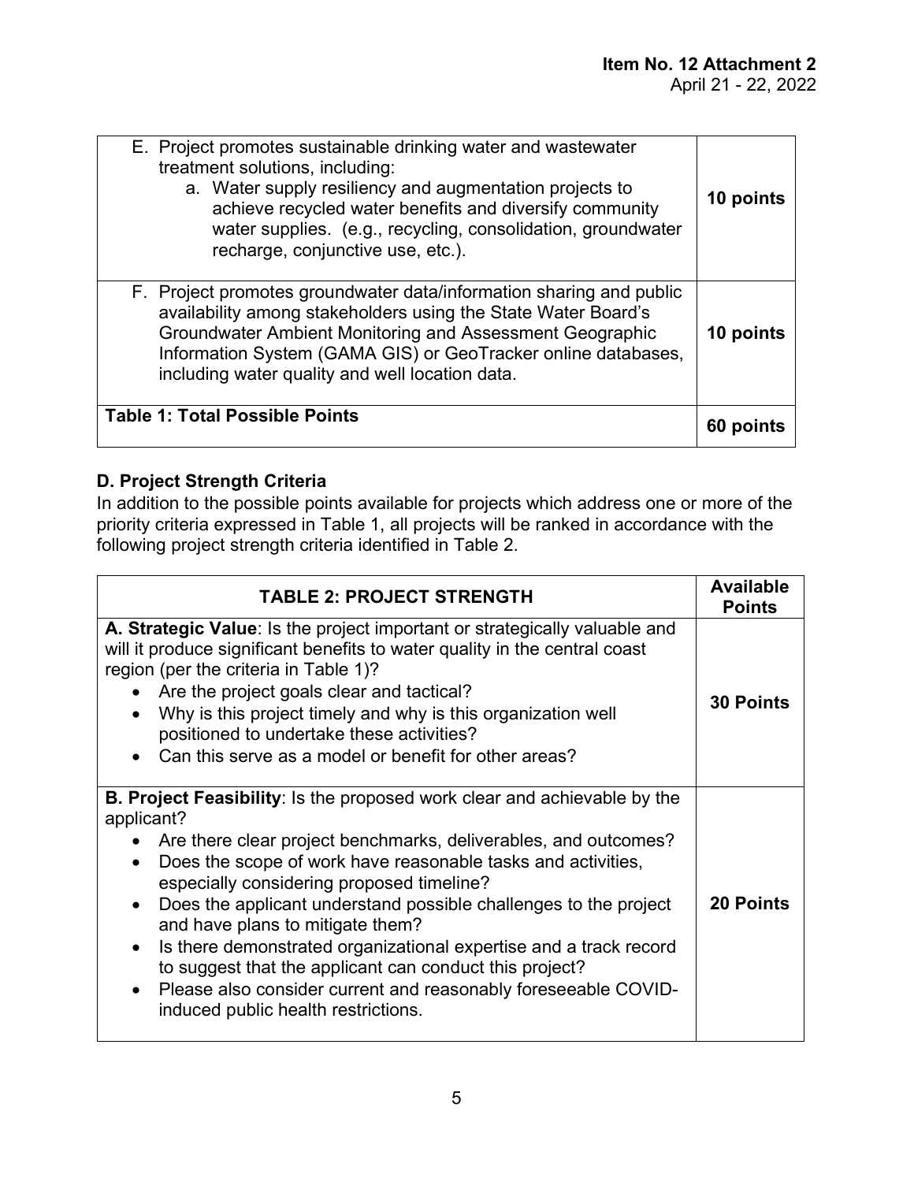| | |
|---|---|
| E. Project promotes sustainable drinking water and wastewater treatment solutions, including:<br>a. Water supply resiliency and augmentation projects to achieve recycled water benefits and diversify community water supplies. (e.g., recycling, consolidation, groundwater recharge, conjunctive use, etc.). | **10 points** |
| F. Project promotes groundwater data/information sharing and public availability among stakeholders using the State Water Board's Groundwater Ambient Monitoring and Assessment Geographic Information System (GAMA GIS) or GeoTracker online databases, including water quality and well location data. | **10 points** |
| **Table 1: Total Possible Points** | **60 points** |

### D. Project Strength Criteria

In addition to the possible points available for projects which address one or more of the priority criteria expressed in Table 1, all projects will be ranked in accordance with the following project strength criteria identified in Table 2.

| TABLE 2: PROJECT STRENGTH | Available Points |
|---|---|
| **A. Strategic Value**: Is the project important or strategically valuable and will it produce significant benefits to water quality in the central coast region (per the criteria in Table 1)?<br>• Are the project goals clear and tactical?<br>• Why is this project timely and why is this organization well positioned to undertake these activities?<br>• Can this serve as a model or benefit for other areas? | **30 Points** |
| **B. Project Feasibility**: Is the proposed work clear and achievable by the applicant?<br>• Are there clear project benchmarks, deliverables, and outcomes?<br>• Does the scope of work have reasonable tasks and activities, especially considering proposed timeline?<br>• Does the applicant understand possible challenges to the project and have plans to mitigate them?<br>• Is there demonstrated organizational expertise and a track record to suggest that the applicant can conduct this project?<br>• Please also consider current and reasonably foreseeable COVID-induced public health restrictions. | **20 Points** |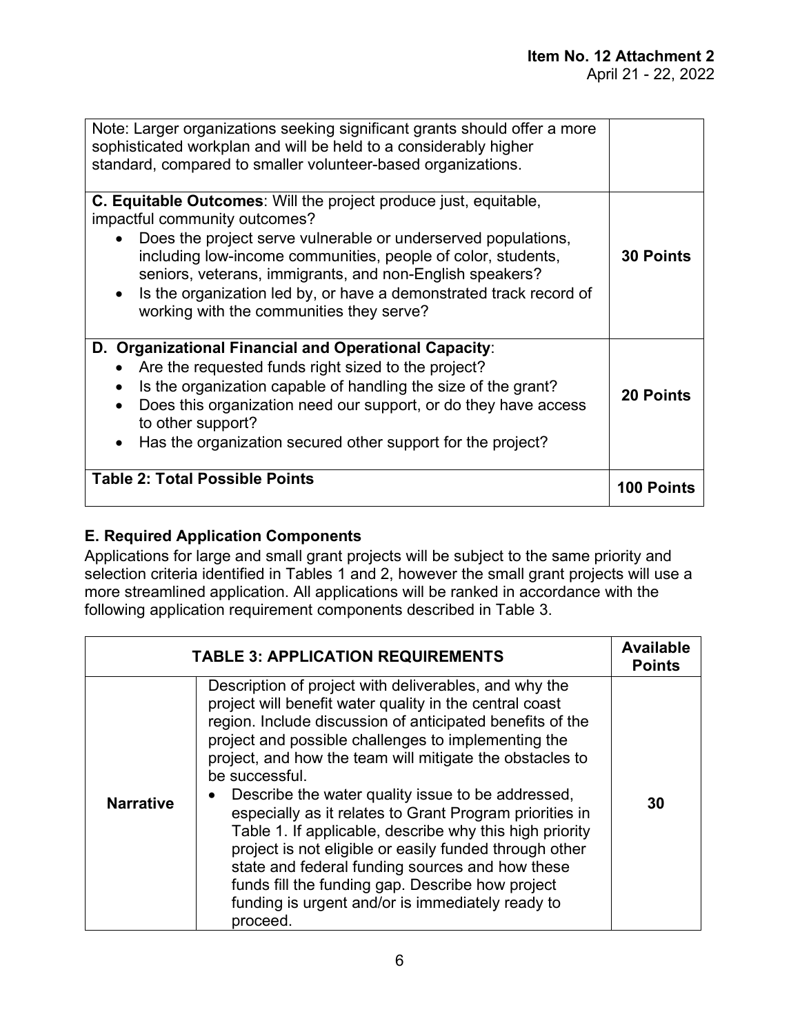| | |
|---|---|
| Note: Larger organizations seeking significant grants should offer a more sophisticated workplan and will be held to a considerably higher standard, compared to smaller volunteer-based organizations. | |
| **C. Equitable Outcomes**: Will the project produce just, equitable, impactful community outcomes?<br>• Does the project serve vulnerable or underserved populations, including low-income communities, people of color, students, seniors, veterans, immigrants, and non-English speakers?<br>• Is the organization led by, or have a demonstrated track record of working with the communities they serve? | **30 Points** |
| **D. Organizational Financial and Operational Capacity**:<br>• Are the requested funds right sized to the project?<br>• Is the organization capable of handling the size of the grant?<br>• Does this organization need our support, or do they have access to other support?<br>• Has the organization secured other support for the project? | **20 Points** |
| **Table 2: Total Possible Points** | **100 Points** |

### E. Required Application Components

Applications for large and small grant projects will be subject to the same priority and selection criteria identified in Tables 1 and 2, however the small grant projects will use a more streamlined application. All applications will be ranked in accordance with the following application requirement components described in Table 3.

| **TABLE 3: APPLICATION REQUIREMENTS** | | **Available Points** |
|---|---|---|
| **Narrative** | Description of project with deliverables, and why the project will benefit water quality in the central coast region. Include discussion of anticipated benefits of the project and possible challenges to implementing the project, and how the team will mitigate the obstacles to be successful.<br>• Describe the water quality issue to be addressed, especially as it relates to Grant Program priorities in Table 1. If applicable, describe why this high priority project is not eligible or easily funded through other state and federal funding sources and how these funds fill the funding gap. Describe how project funding is urgent and/or is immediately ready to proceed. | 30 |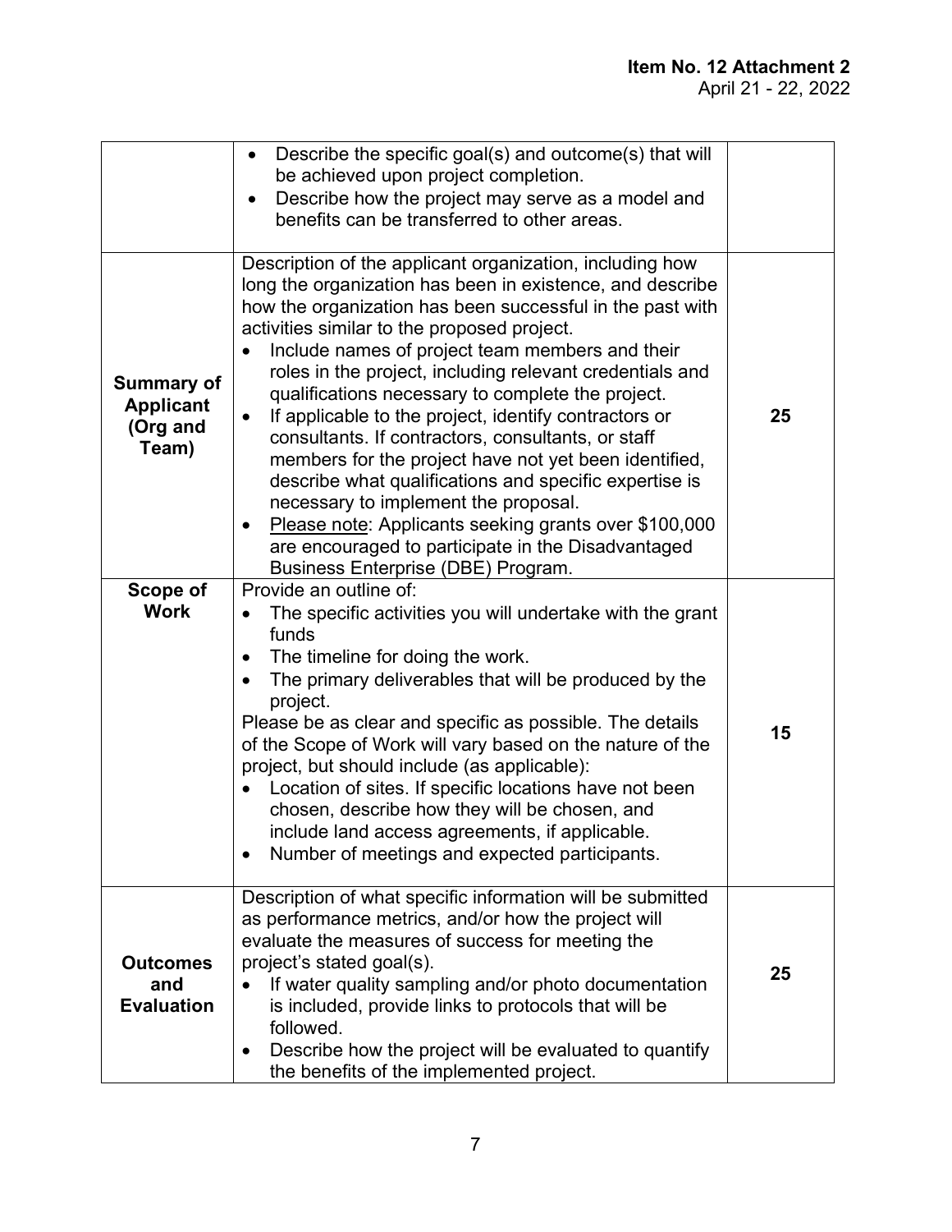| | | |
|---|---|---|
| | • Describe the specific goal(s) and outcome(s) that will be achieved upon project completion.<br>• Describe how the project may serve as a model and benefits can be transferred to other areas. | |
| **Summary of Applicant (Org and Team)** | Description of the applicant organization, including how long the organization has been in existence, and describe how the organization has been successful in the past with activities similar to the proposed project.<br>• Include names of project team members and their roles in the project, including relevant credentials and qualifications necessary to complete the project.<br>• If applicable to the project, identify contractors or consultants. If contractors, consultants, or staff members for the project have not yet been identified, describe what qualifications and specific expertise is necessary to implement the proposal.<br>• Please note: Applicants seeking grants over $100,000 are encouraged to participate in the Disadvantaged Business Enterprise (DBE) Program. | **25** |
| **Scope of Work** | Provide an outline of:<br>• The specific activities you will undertake with the grant funds<br>• The timeline for doing the work.<br>• The primary deliverables that will be produced by the project.<br>Please be as clear and specific as possible. The details of the Scope of Work will vary based on the nature of the project, but should include (as applicable):<br>• Location of sites. If specific locations have not been chosen, describe how they will be chosen, and include land access agreements, if applicable.<br>• Number of meetings and expected participants. | **15** |
| **Outcomes and Evaluation** | Description of what specific information will be submitted as performance metrics, and/or how the project will evaluate the measures of success for meeting the project's stated goal(s).<br>• If water quality sampling and/or photo documentation is included, provide links to protocols that will be followed.<br>• Describe how the project will be evaluated to quantify the benefits of the implemented project. | **25** |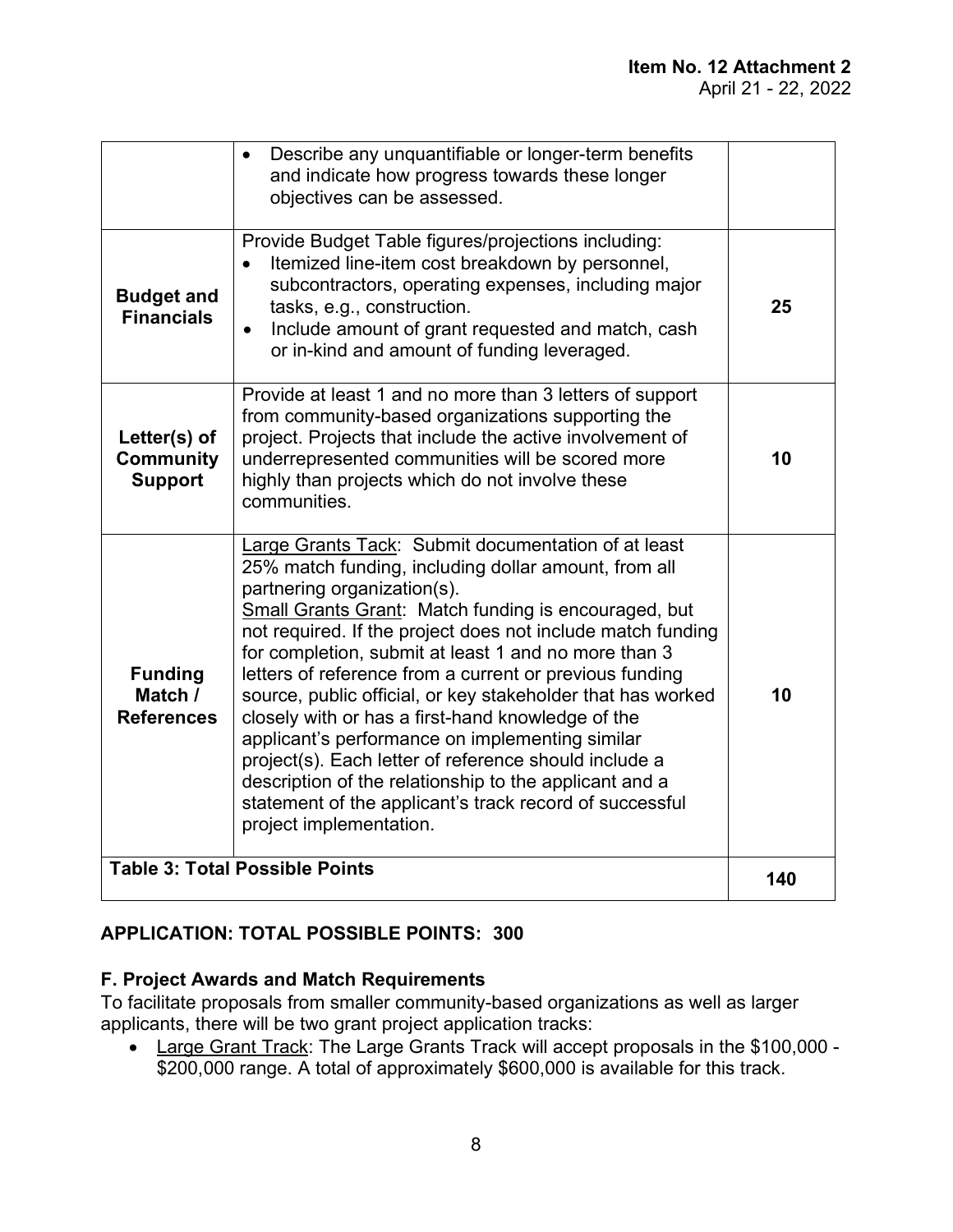| | | |
|---|---|---|
| | • Describe any unquantifiable or longer-term benefits and indicate how progress towards these longer objectives can be assessed. | |
| **Budget and Financials** | Provide Budget Table figures/projections including: <br>• Itemized line-item cost breakdown by personnel, subcontractors, operating expenses, including major tasks, e.g., construction. <br>• Include amount of grant requested and match, cash or in-kind and amount of funding leveraged. | **25** |
| **Letter(s) of Community Support** | Provide at least 1 and no more than 3 letters of support from community-based organizations supporting the project. Projects that include the active involvement of underrepresented communities will be scored more highly than projects which do not involve these communities. | **10** |
| **Funding Match / References** | Large Grants Tack: Submit documentation of at least 25% match funding, including dollar amount, from all partnering organization(s). <br>Small Grants Grant: Match funding is encouraged, but not required. If the project does not include match funding for completion, submit at least 1 and no more than 3 letters of reference from a current or previous funding source, public official, or key stakeholder that has worked closely with or has a first-hand knowledge of the applicant's performance on implementing similar project(s). Each letter of reference should include a description of the relationship to the applicant and a statement of the applicant's track record of successful project implementation. | **10** |
| **Table 3: Total Possible Points** | | **140** |

**APPLICATION: TOTAL POSSIBLE POINTS: 300**

### F. Project Awards and Match Requirements

To facilitate proposals from smaller community-based organizations as well as larger applicants, there will be two grant project application tracks:

- Large Grant Track: The Large Grants Track will accept proposals in the $100,000 - $200,000 range. A total of approximately $600,000 is available for this track.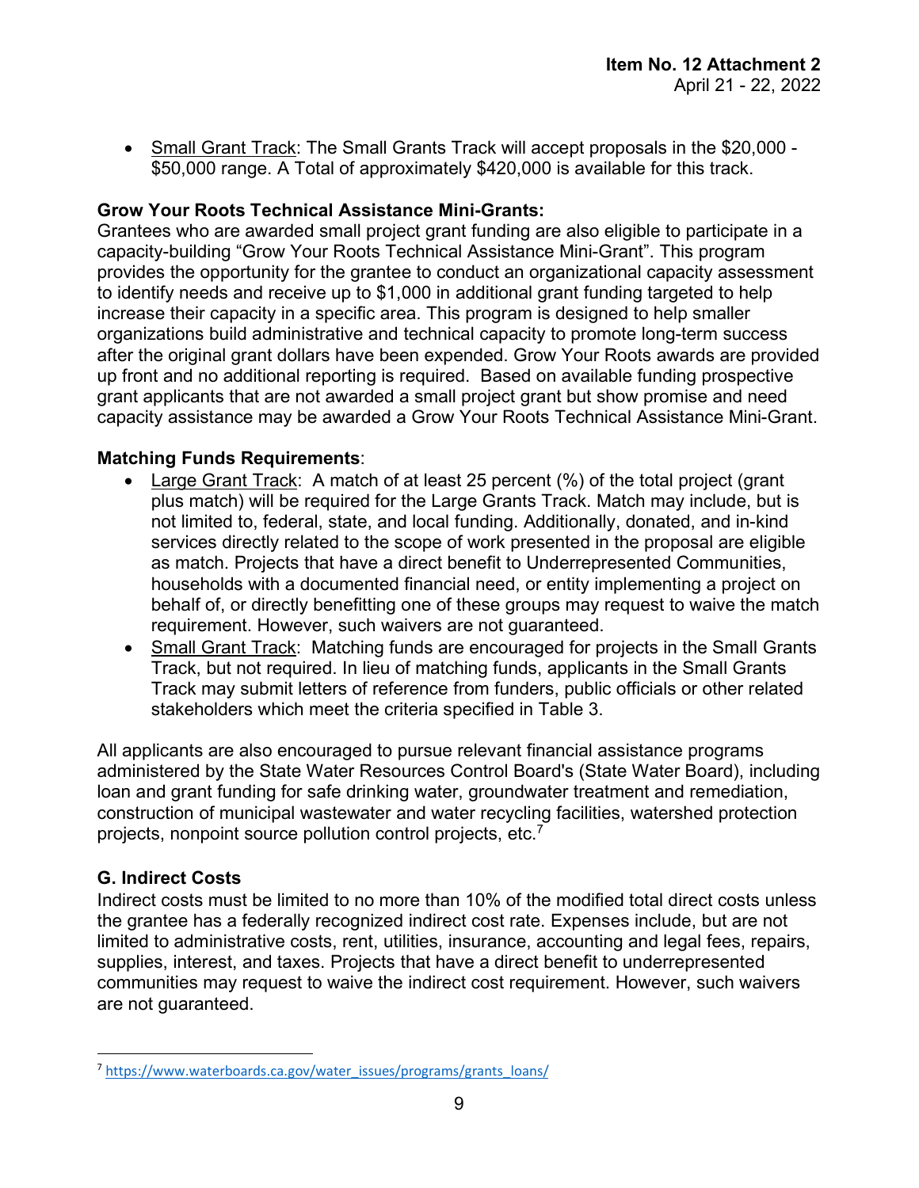- Small Grant Track: The Small Grants Track will accept proposals in the $20,000 - $50,000 range. A Total of approximately $420,000 is available for this track.

**Grow Your Roots Technical Assistance Mini-Grants:**
Grantees who are awarded small project grant funding are also eligible to participate in a capacity-building "Grow Your Roots Technical Assistance Mini-Grant". This program provides the opportunity for the grantee to conduct an organizational capacity assessment to identify needs and receive up to $1,000 in additional grant funding targeted to help increase their capacity in a specific area. This program is designed to help smaller organizations build administrative and technical capacity to promote long-term success after the original grant dollars have been expended. Grow Your Roots awards are provided up front and no additional reporting is required. Based on available funding prospective grant applicants that are not awarded a small project grant but show promise and need capacity assistance may be awarded a Grow Your Roots Technical Assistance Mini-Grant.

**Matching Funds Requirements**:

- Large Grant Track: A match of at least 25 percent (%) of the total project (grant plus match) will be required for the Large Grants Track. Match may include, but is not limited to, federal, state, and local funding. Additionally, donated, and in-kind services directly related to the scope of work presented in the proposal are eligible as match. Projects that have a direct benefit to Underrepresented Communities, households with a documented financial need, or entity implementing a project on behalf of, or directly benefitting one of these groups may request to waive the match requirement. However, such waivers are not guaranteed.
- Small Grant Track: Matching funds are encouraged for projects in the Small Grants Track, but not required. In lieu of matching funds, applicants in the Small Grants Track may submit letters of reference from funders, public officials or other related stakeholders which meet the criteria specified in Table 3.

All applicants are also encouraged to pursue relevant financial assistance programs administered by the State Water Resources Control Board's (State Water Board), including loan and grant funding for safe drinking water, groundwater treatment and remediation, construction of municipal wastewater and water recycling facilities, watershed protection projects, nonpoint source pollution control projects, etc.[7]

### G. Indirect Costs

Indirect costs must be limited to no more than 10% of the modified total direct costs unless the grantee has a federally recognized indirect cost rate. Expenses include, but are not limited to administrative costs, rent, utilities, insurance, accounting and legal fees, repairs, supplies, interest, and taxes. Projects that have a direct benefit to underrepresented communities may request to waive the indirect cost requirement. However, such waivers are not guaranteed.

[7] https://www.waterboards.ca.gov/water_issues/programs/grants_loans/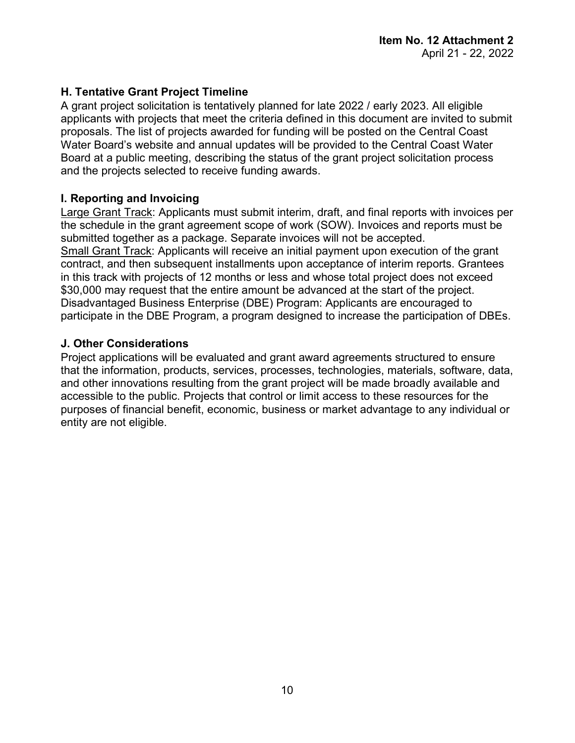**Item No. 12 Attachment 2**
April 21 - 22, 2022

### H. Tentative Grant Project Timeline

A grant project solicitation is tentatively planned for late 2022 / early 2023. All eligible applicants with projects that meet the criteria defined in this document are invited to submit proposals. The list of projects awarded for funding will be posted on the Central Coast Water Board's website and annual updates will be provided to the Central Coast Water Board at a public meeting, describing the status of the grant project solicitation process and the projects selected to receive funding awards.

### I. Reporting and Invoicing

Large Grant Track: Applicants must submit interim, draft, and final reports with invoices per the schedule in the grant agreement scope of work (SOW). Invoices and reports must be submitted together as a package. Separate invoices will not be accepted.

Small Grant Track: Applicants will receive an initial payment upon execution of the grant contract, and then subsequent installments upon acceptance of interim reports. Grantees in this track with projects of 12 months or less and whose total project does not exceed $30,000 may request that the entire amount be advanced at the start of the project.

Disadvantaged Business Enterprise (DBE) Program: Applicants are encouraged to participate in the DBE Program, a program designed to increase the participation of DBEs.

### J. Other Considerations

Project applications will be evaluated and grant award agreements structured to ensure that the information, products, services, processes, technologies, materials, software, data, and other innovations resulting from the grant project will be made broadly available and accessible to the public. Projects that control or limit access to these resources for the purposes of financial benefit, economic, business or market advantage to any individual or entity are not eligible.